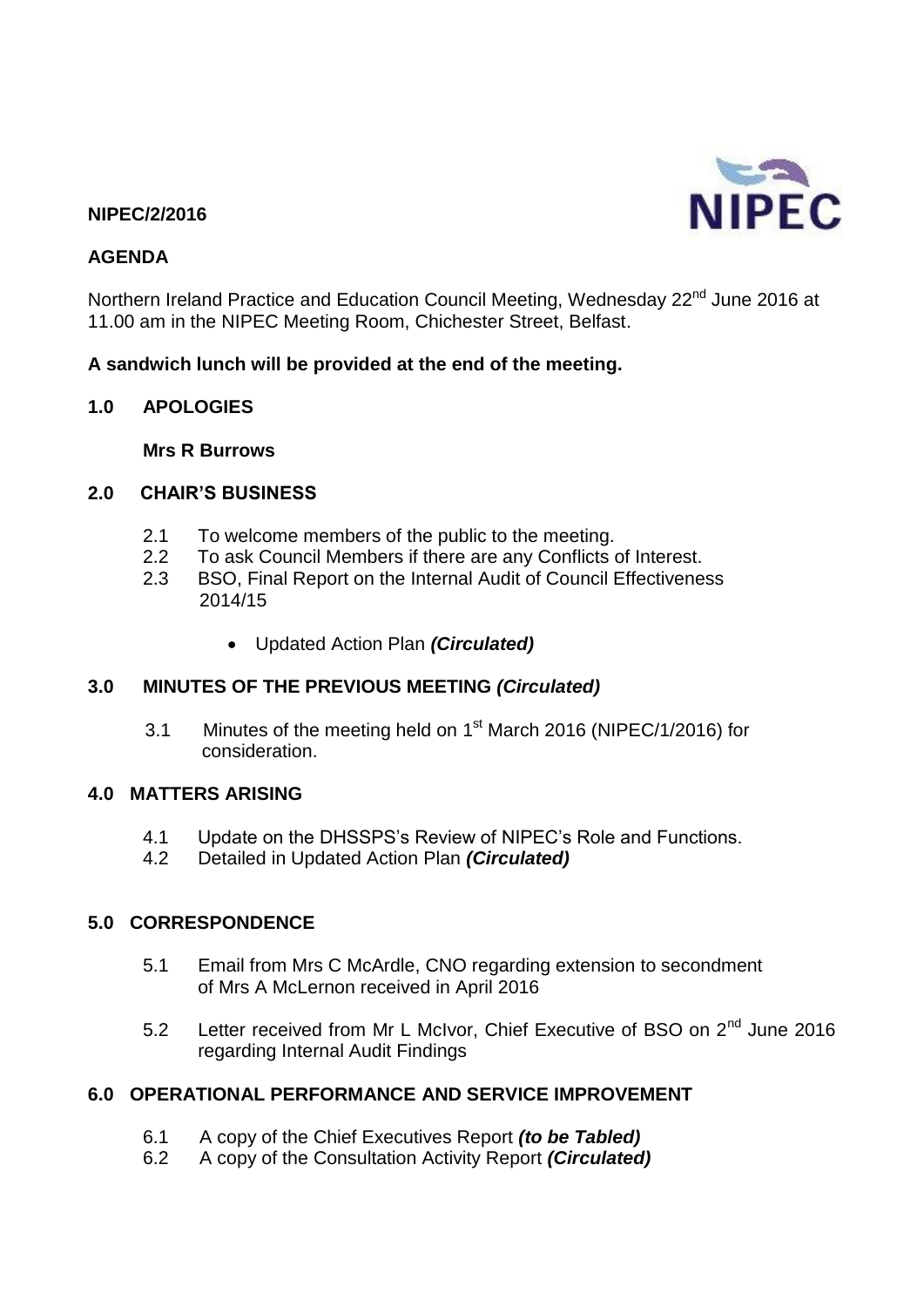**NIPEC/2/2016**

**AGENDA**

Northern Ireland Practice and Education Council Meeting, Wednesday 22nd June 2016 at 11.00 am in the NIPEC Meeting Room, Chichester Street, Belfast.

**A sandwich lunch will be provided at the end of the meeting.**

## 1.0 APOLOGIES

**Mrs R Burrows**

## 2.0 CHAIR'S BUSINESS

2.1 To welcome members of the public to the meeting.

2.2 To ask Council Members if there are any Conflicts of Interest.

2.3 BSO, Final Report on the Internal Audit of Council Effectiveness 2014/15

- Updated Action Plan ***(Circulated)***

## 3.0 MINUTES OF THE PREVIOUS MEETING *(Circulated)*

3.1 Minutes of the meeting held on 1st March 2016 (NIPEC/1/2016) for consideration.

## 4.0 MATTERS ARISING

4.1 Update on the DHSSPS's Review of NIPEC's Role and Functions.

4.2 Detailed in Updated Action Plan ***(Circulated)***

## 5.0 CORRESPONDENCE

5.1 Email from Mrs C McArdle, CNO regarding extension to secondment of Mrs A McLernon received in April 2016

5.2 Letter received from Mr L McIvor, Chief Executive of BSO on 2nd June 2016 regarding Internal Audit Findings

## 6.0 OPERATIONAL PERFORMANCE AND SERVICE IMPROVEMENT

6.1 A copy of the Chief Executives Report ***(to be Tabled)***

6.2 A copy of the Consultation Activity Report ***(Circulated)***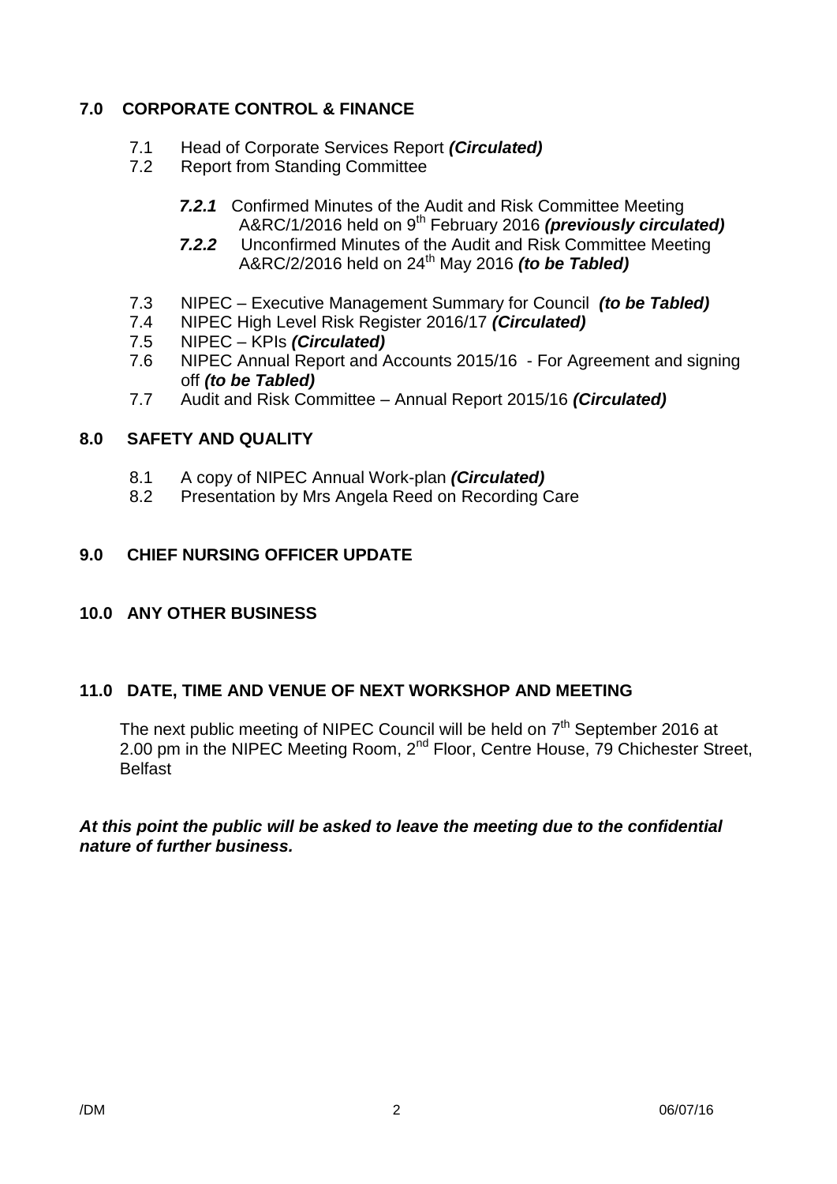## 7.0 CORPORATE CONTROL & FINANCE

7.1 Head of Corporate Services Report ***(Circulated)***

7.2 Report from Standing Committee

- ***7.2.1*** Confirmed Minutes of the Audit and Risk Committee Meeting A&RC/1/2016 held on 9th February 2016 ***(previously circulated)***
- ***7.2.2*** Unconfirmed Minutes of the Audit and Risk Committee Meeting A&RC/2/2016 held on 24th May 2016 ***(to be Tabled)***

7.3 NIPEC – Executive Management Summary for Council ***(to be Tabled)***

7.4 NIPEC High Level Risk Register 2016/17 ***(Circulated)***

7.5 NIPEC – KPIs ***(Circulated)***

7.6 NIPEC Annual Report and Accounts 2015/16 - For Agreement and signing off ***(to be Tabled)***

7.7 Audit and Risk Committee – Annual Report 2015/16 ***(Circulated)***

## 8.0 SAFETY AND QUALITY

8.1 A copy of NIPEC Annual Work-plan ***(Circulated)***

8.2 Presentation by Mrs Angela Reed on Recording Care

## 9.0 CHIEF NURSING OFFICER UPDATE

## 10.0 ANY OTHER BUSINESS

## 11.0 DATE, TIME AND VENUE OF NEXT WORKSHOP AND MEETING

The next public meeting of NIPEC Council will be held on 7th September 2016 at 2.00 pm in the NIPEC Meeting Room, 2nd Floor, Centre House, 79 Chichester Street, Belfast

***At this point the public will be asked to leave the meeting due to the confidential nature of further business.***

/DM 06/07/16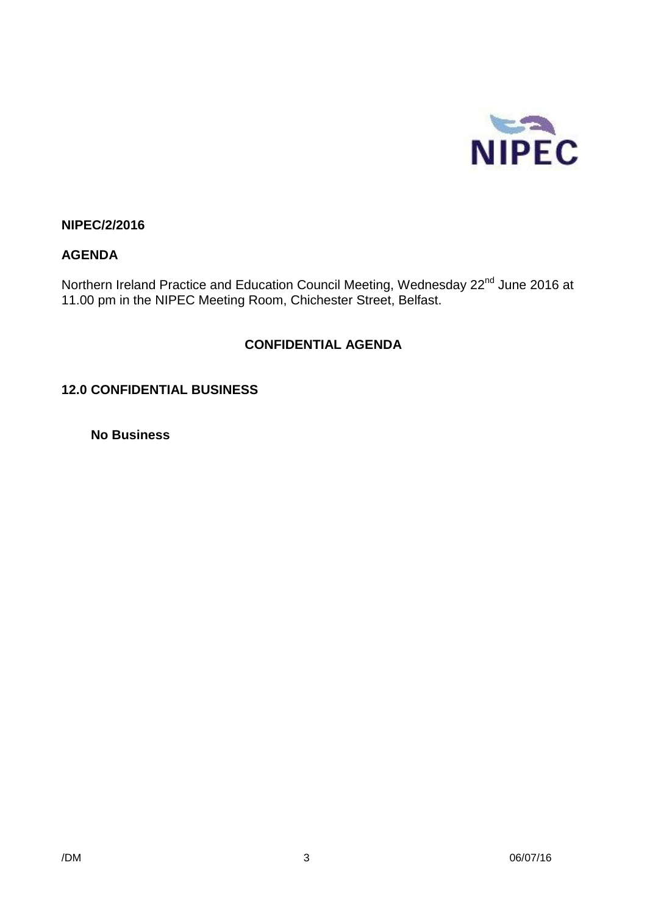NIPEC

**NIPEC/2/2016**

## AGENDA

Northern Ireland Practice and Education Council Meeting, Wednesday 22nd June 2016 at 11.00 pm in the NIPEC Meeting Room, Chichester Street, Belfast.

## CONFIDENTIAL AGENDA

### 12.0 CONFIDENTIAL BUSINESS

**No Business**

/DM 06/07/16